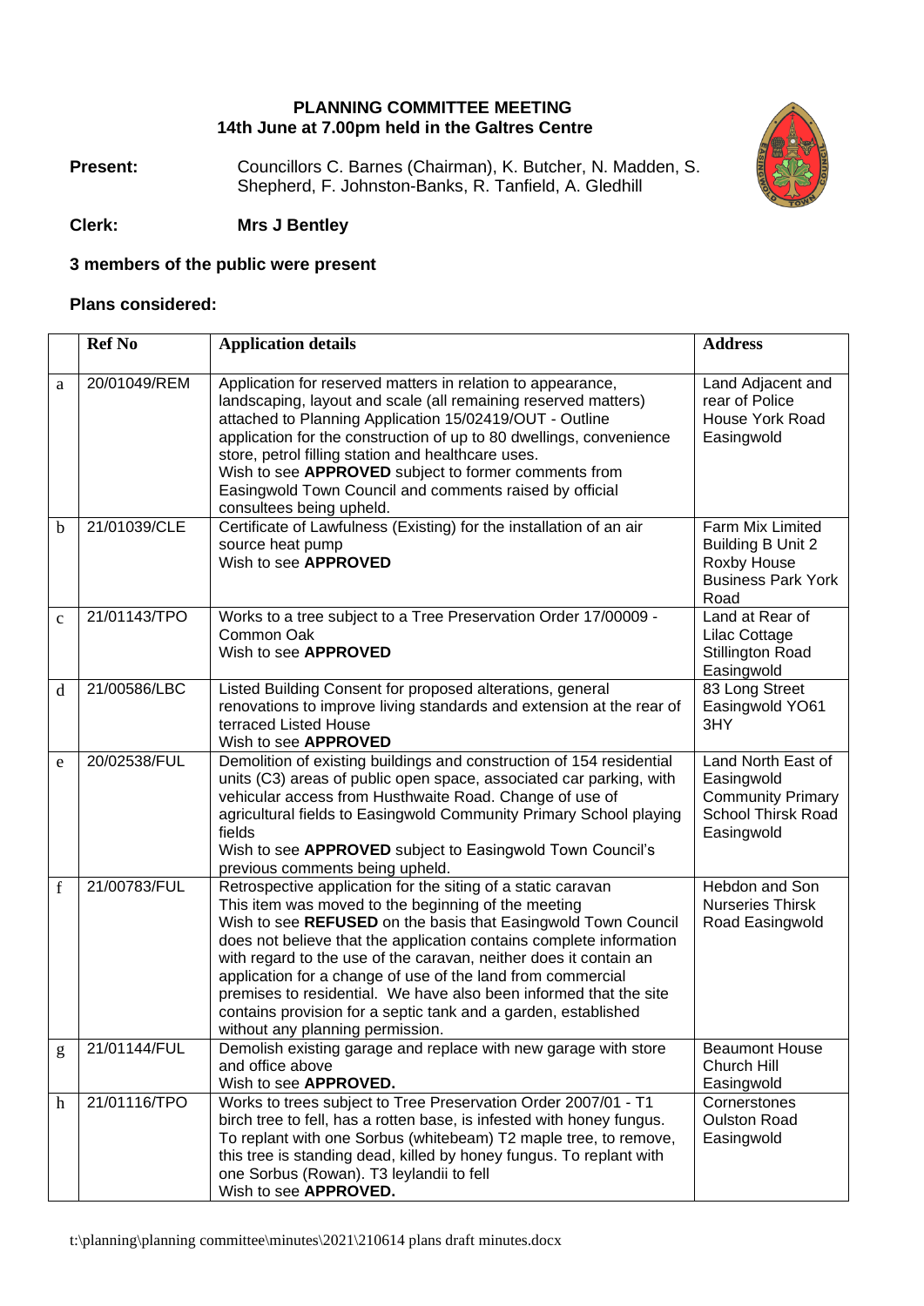**PLANNING COMMITTEE MEETING**
**14th June at 7.00pm held in the Galtres Centre**

**Present:** Councillors C. Barnes (Chairman), K. Butcher, N. Madden, S. Shepherd, F. Johnston-Banks, R. Tanfield, A. Gledhill

**Clerk:** **Mrs J Bentley**

**3 members of the public were present**

**Plans considered:**

| | Ref No | Application details | Address |
|---|---|---|---|
| a | 20/01049/REM | Application for reserved matters in relation to appearance, landscaping, layout and scale (all remaining reserved matters) attached to Planning Application 15/02419/OUT - Outline application for the construction of up to 80 dwellings, convenience store, petrol filling station and healthcare uses.<br>Wish to see **APPROVED** subject to former comments from Easingwold Town Council and comments raised by official consultees being upheld. | Land Adjacent and rear of Police House York Road Easingwold |
| b | 21/01039/CLE | Certificate of Lawfulness (Existing) for the installation of an air source heat pump<br>Wish to see **APPROVED** | Farm Mix Limited Building B Unit 2 Roxby House Business Park York Road |
| c | 21/01143/TPO | Works to a tree subject to a Tree Preservation Order 17/00009 - Common Oak<br>Wish to see **APPROVED** | Land at Rear of Lilac Cottage Stillington Road Easingwold |
| d | 21/00586/LBC | Listed Building Consent for proposed alterations, general renovations to improve living standards and extension at the rear of terraced Listed House<br>Wish to see **APPROVED** | 83 Long Street Easingwold YO61 3HY |
| e | 20/02538/FUL | Demolition of existing buildings and construction of 154 residential units (C3) areas of public open space, associated car parking, with vehicular access from Husthwaite Road. Change of use of agricultural fields to Easingwold Community Primary School playing fields<br>Wish to see **APPROVED** subject to Easingwold Town Council's previous comments being upheld. | Land North East of Easingwold Community Primary School Thirsk Road Easingwold |
| f | 21/00783/FUL | Retrospective application for the siting of a static caravan<br>This item was moved to the beginning of the meeting<br>Wish to see **REFUSED** on the basis that Easingwold Town Council does not believe that the application contains complete information with regard to the use of the caravan, neither does it contain an application for a change of use of the land from commercial premises to residential. We have also been informed that the site contains provision for a septic tank and a garden, established without any planning permission. | Hebdon and Son Nurseries Thirsk Road Easingwold |
| g | 21/01144/FUL | Demolish existing garage and replace with new garage with store and office above<br>Wish to see **APPROVED.** | Beaumont House Church Hill Easingwold |
| h | 21/01116/TPO | Works to trees subject to Tree Preservation Order 2007/01 - T1 birch tree to fell, has a rotten base, is infested with honey fungus. To replant with one Sorbus (whitebeam) T2 maple tree, to remove, this tree is standing dead, killed by honey fungus. To replant with one Sorbus (Rowan). T3 leylandii to fell<br>Wish to see **APPROVED.** | Cornerstones Oulston Road Easingwold |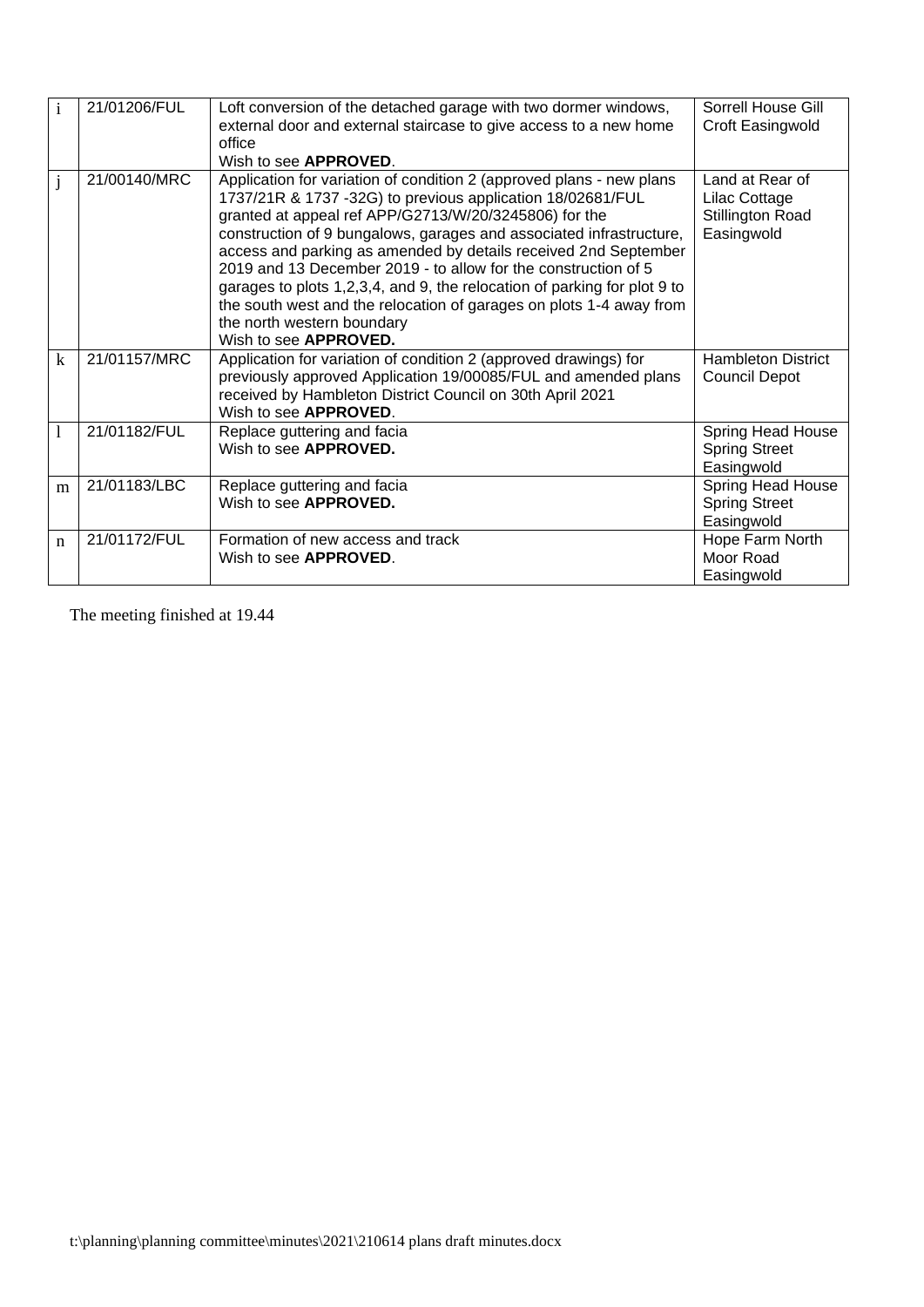| | | | |
|---|---|---|---|
| i | 21/01206/FUL | Loft conversion of the detached garage with two dormer windows, external door and external staircase to give access to a new home office<br>Wish to see **APPROVED**. | Sorrell House Gill Croft Easingwold |
| j | 21/00140/MRC | Application for variation of condition 2 (approved plans - new plans 1737/21R & 1737 -32G) to previous application 18/02681/FUL granted at appeal ref APP/G2713/W/20/3245806) for the construction of 9 bungalows, garages and associated infrastructure, access and parking as amended by details received 2nd September 2019 and 13 December 2019 - to allow for the construction of 5 garages to plots 1,2,3,4, and 9, the relocation of parking for plot 9 to the south west and the relocation of garages on plots 1-4 away from the north western boundary<br>Wish to see **APPROVED.** | Land at Rear of Lilac Cottage Stillington Road Easingwold |
| k | 21/01157/MRC | Application for variation of condition 2 (approved drawings) for previously approved Application 19/00085/FUL and amended plans received by Hambleton District Council on 30th April 2021<br>Wish to see **APPROVED**. | Hambleton District Council Depot |
| l | 21/01182/FUL | Replace guttering and facia<br>Wish to see **APPROVED.** | Spring Head House Spring Street Easingwold |
| m | 21/01183/LBC | Replace guttering and facia<br>Wish to see **APPROVED.** | Spring Head House Spring Street Easingwold |
| n | 21/01172/FUL | Formation of new access and track<br>Wish to see **APPROVED**. | Hope Farm North Moor Road Easingwold |

The meeting finished at 19.44

t:\planning\planning committee\minutes\2021\210614 plans draft minutes.docx